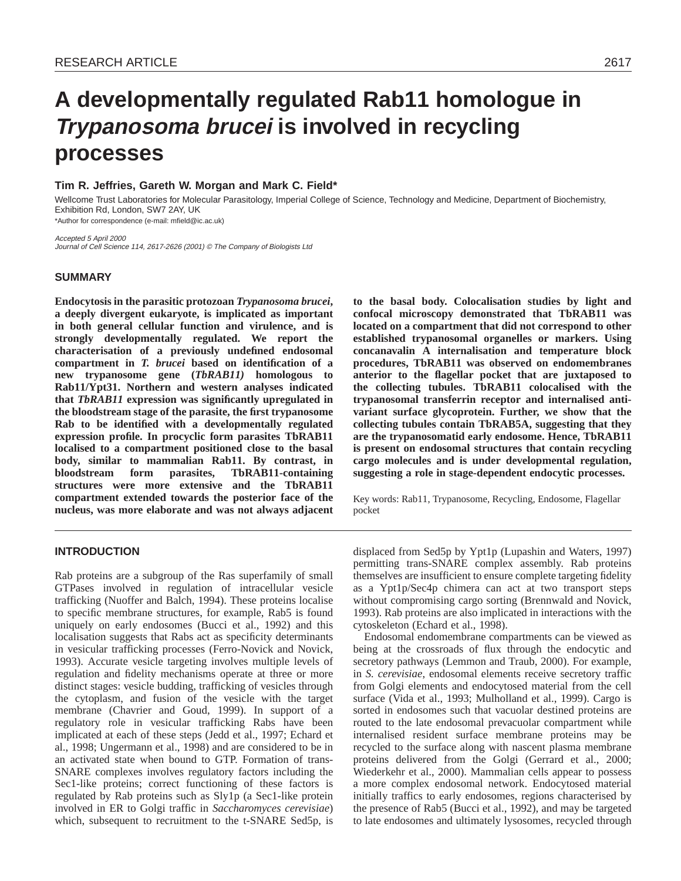RESEARCH ARTICLE

# A developmentally regulated Rab11 homologue in *Trypanosoma brucei* is involved in recycling processes

**Tim R. Jeffries, Gareth W. Morgan and Mark C. Field***

Wellcome Trust Laboratories for Molecular Parasitology, Imperial College of Science, Technology and Medicine, Department of Biochemistry, Exhibition Rd, London, SW7 2AY, UK

*Author for correspondence (e-mail: mfield@ic.ac.uk)

*Accepted 5 April 2000*
*Journal of Cell Science 114, 2617-2626 (2001) © The Company of Biologists Ltd*

## SUMMARY

**Endocytosis in the parasitic protozoan *Trypanosoma brucei*, a deeply divergent eukaryote, is implicated as important in both general cellular function and virulence, and is strongly developmentally regulated. We report the characterisation of a previously undefined endosomal compartment in *T. brucei* based on identification of a new trypanosome gene (*TbRAB11)* homologous to Rab11/Ypt31. Northern and western analyses indicated that *TbRAB11* expression was significantly upregulated in the bloodstream stage of the parasite, the first trypanosome Rab to be identified with a developmentally regulated expression profile. In procyclic form parasites TbRAB11 localised to a compartment positioned close to the basal body, similar to mammalian Rab11. By contrast, in bloodstream form parasites, TbRAB11-containing structures were more extensive and the TbRAB11 compartment extended towards the posterior face of the nucleus, was more elaborate and was not always adjacent to the basal body. Colocalisation studies by light and confocal microscopy demonstrated that TbRAB11 was located on a compartment that did not correspond to other established trypanosomal organelles or markers. Using concanavalin A internalisation and temperature block procedures, TbRAB11 was observed on endomembranes anterior to the flagellar pocket that are juxtaposed to the collecting tubules. TbRAB11 colocalised with the trypanosomal transferrin receptor and internalised anti-variant surface glycoprotein. Further, we show that the collecting tubules contain TbRAB5A, suggesting that they are the trypanosomatid early endosome. Hence, TbRAB11 is present on endosomal structures that contain recycling cargo molecules and is under developmental regulation, suggesting a role in stage-dependent endocytic processes.**

Key words: Rab11, Trypanosome, Recycling, Endosome, Flagellar pocket

## INTRODUCTION

Rab proteins are a subgroup of the Ras superfamily of small GTPases involved in regulation of intracellular vesicle trafficking (Nuoffer and Balch, 1994). These proteins localise to specific membrane structures, for example, Rab5 is found uniquely on early endosomes (Bucci et al., 1992) and this localisation suggests that Rabs act as specificity determinants in vesicular trafficking processes (Ferro-Novick and Novick, 1993). Accurate vesicle targeting involves multiple levels of regulation and fidelity mechanisms operate at three or more distinct stages: vesicle budding, trafficking of vesicles through the cytoplasm, and fusion of the vesicle with the target membrane (Chavrier and Goud, 1999). In support of a regulatory role in vesicular trafficking Rabs have been implicated at each of these steps (Jedd et al., 1997; Echard et al., 1998; Ungermann et al., 1998) and are considered to be in an activated state when bound to GTP. Formation of trans-SNARE complexes involves regulatory factors including the Sec1-like proteins; correct functioning of these factors is regulated by Rab proteins such as Sly1p (a Sec1-like protein involved in ER to Golgi traffic in *Saccharomyces cerevisiae*) which, subsequent to recruitment to the t-SNARE Sed5p, is displaced from Sed5p by Ypt1p (Lupashin and Waters, 1997) permitting trans-SNARE complex assembly. Rab proteins themselves are insufficient to ensure complete targeting fidelity as a Ypt1p/Sec4p chimera can act at two transport steps without compromising cargo sorting (Brennwald and Novick, 1993). Rab proteins are also implicated in interactions with the cytoskeleton (Echard et al., 1998).

Endosomal endomembrane compartments can be viewed as being at the crossroads of flux through the endocytic and secretory pathways (Lemmon and Traub, 2000). For example, in *S. cerevisiae*, endosomal elements receive secretory traffic from Golgi elements and endocytosed material from the cell surface (Vida et al., 1993; Mulholland et al., 1999). Cargo is sorted in endosomes such that vacuolar destined proteins are routed to the late endosomal prevacuolar compartment while internalised resident surface membrane proteins may be recycled to the surface along with nascent plasma membrane proteins delivered from the Golgi (Gerrard et al., 2000; Wiederkehr et al., 2000). Mammalian cells appear to possess a more complex endosomal network. Endocytosed material initially traffics to early endosomes, regions characterised by the presence of Rab5 (Bucci et al., 1992), and may be targeted to late endosomes and ultimately lysosomes, recycled through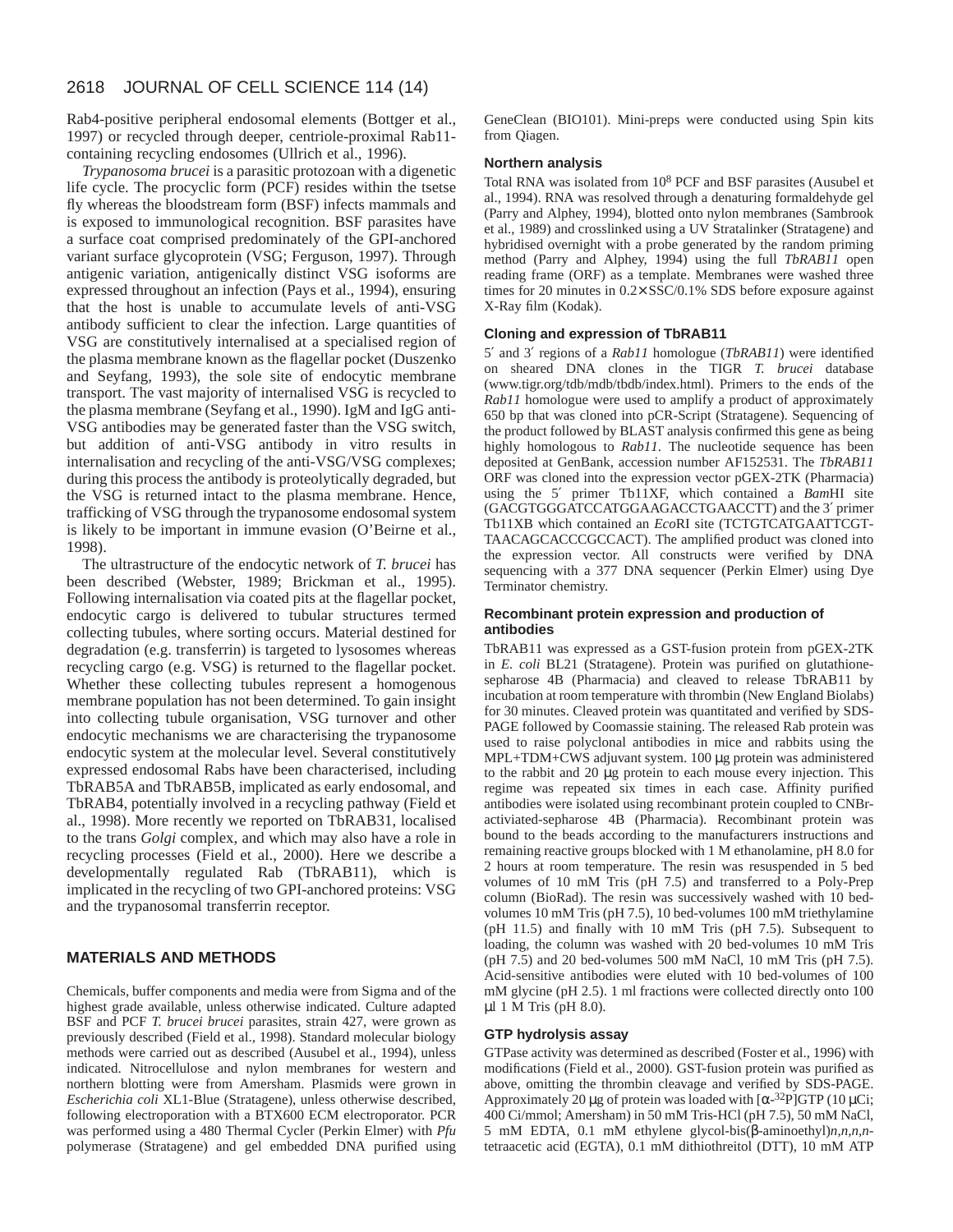Rab4-positive peripheral endosomal elements (Bottger et al., 1997) or recycled through deeper, centriole-proximal Rab11-containing recycling endosomes (Ullrich et al., 1996).

*Trypanosoma brucei* is a parasitic protozoan with a digenetic life cycle. The procyclic form (PCF) resides within the tsetse fly whereas the bloodstream form (BSF) infects mammals and is exposed to immunological recognition. BSF parasites have a surface coat comprised predominately of the GPI-anchored variant surface glycoprotein (VSG; Ferguson, 1997). Through antigenic variation, antigenically distinct VSG isoforms are expressed throughout an infection (Pays et al., 1994), ensuring that the host is unable to accumulate levels of anti-VSG antibody sufficient to clear the infection. Large quantities of VSG are constitutively internalised at a specialised region of the plasma membrane known as the flagellar pocket (Duszenko and Seyfang, 1993), the sole site of endocytic membrane transport. The vast majority of internalised VSG is recycled to the plasma membrane (Seyfang et al., 1990). IgM and IgG anti-VSG antibodies may be generated faster than the VSG switch, but addition of anti-VSG antibody in vitro results in internalisation and recycling of the anti-VSG/VSG complexes; during this process the antibody is proteolytically degraded, but the VSG is returned intact to the plasma membrane. Hence, trafficking of VSG through the trypanosome endosomal system is likely to be important in immune evasion (O'Beirne et al., 1998).

The ultrastructure of the endocytic network of *T. brucei* has been described (Webster, 1989; Brickman et al., 1995). Following internalisation via coated pits at the flagellar pocket, endocytic cargo is delivered to tubular structures termed collecting tubules, where sorting occurs. Material destined for degradation (e.g. transferrin) is targeted to lysosomes whereas recycling cargo (e.g. VSG) is returned to the flagellar pocket. Whether these collecting tubules represent a homogenous membrane population has not been determined. To gain insight into collecting tubule organisation, VSG turnover and other endocytic mechanisms we are characterising the trypanosome endocytic system at the molecular level. Several constitutively expressed endosomal Rabs have been characterised, including TbRAB5A and TbRAB5B, implicated as early endosomal, and TbRAB4, potentially involved in a recycling pathway (Field et al., 1998). More recently we reported on TbRAB31, localised to the trans *Golgi* complex, and which may also have a role in recycling processes (Field et al., 2000). Here we describe a developmentally regulated Rab (TbRAB11), which is implicated in the recycling of two GPI-anchored proteins: VSG and the trypanosomal transferrin receptor.

## MATERIALS AND METHODS

Chemicals, buffer components and media were from Sigma and of the highest grade available, unless otherwise indicated. Culture adapted BSF and PCF *T. brucei brucei* parasites, strain 427, were grown as previously described (Field et al., 1998). Standard molecular biology methods were carried out as described (Ausubel et al., 1994), unless indicated. Nitrocellulose and nylon membranes for western and northern blotting were from Amersham. Plasmids were grown in *Escherichia coli* XL1-Blue (Stratagene), unless otherwise described, following electroporation with a BTX600 ECM electroporator. PCR was performed using a 480 Thermal Cycler (Perkin Elmer) with *Pfu* polymerase (Stratagene) and gel embedded DNA purified using GeneClean (BIO101). Mini-preps were conducted using Spin kits from Qiagen.

### Northern analysis

Total RNA was isolated from $10^8$ PCF and BSF parasites (Ausubel et al., 1994). RNA was resolved through a denaturing formaldehyde gel (Parry and Alphey, 1994), blotted onto nylon membranes (Sambrook et al., 1989) and crosslinked using a UV Stratalinker (Stratagene) and hybridised overnight with a probe generated by the random priming method (Parry and Alphey, 1994) using the full *TbRAB11* open reading frame (ORF) as a template. Membranes were washed three times for 20 minutes in 0.2×SSC/0.1% SDS before exposure against X-Ray film (Kodak).

### Cloning and expression of TbRAB11

5′ and 3′ regions of a *Rab11* homologue (*TbRAB11*) were identified on sheared DNA clones in the TIGR *T. brucei* database (www.tigr.org/tdb/mdb/tbdb/index.html). Primers to the ends of the *Rab11* homologue were used to amplify a product of approximately 650 bp that was cloned into pCR-Script (Stratagene). Sequencing of the product followed by BLAST analysis confirmed this gene as being highly homologous to *Rab11*. The nucleotide sequence has been deposited at GenBank, accession number AF152531. The *TbRAB11* ORF was cloned into the expression vector pGEX-2TK (Pharmacia) using the 5′ primer Tb11XF, which contained a *Bam*HI site (GACGTGGGATCCATGGAAGACCTGAACCTT) and the 3′ primer Tb11XB which contained an *Eco*RI site (TCTGTCATGAATTCGT-TAACAGCACCCGCCACT). The amplified product was cloned into the expression vector. All constructs were verified by DNA sequencing with a 377 DNA sequencer (Perkin Elmer) using Dye Terminator chemistry.

### Recombinant protein expression and production of antibodies

TbRAB11 was expressed as a GST-fusion protein from pGEX-2TK in *E. coli* BL21 (Stratagene). Protein was purified on glutathione-sepharose 4B (Pharmacia) and cleaved to release TbRAB11 by incubation at room temperature with thrombin (New England Biolabs) for 30 minutes. Cleaved protein was quantitated and verified by SDS-PAGE followed by Coomassie staining. The released Rab protein was used to raise polyclonal antibodies in mice and rabbits using the MPL+TDM+CWS adjuvant system. 100 μg protein was administered to the rabbit and 20 μg protein to each mouse every injection. This regime was repeated six times in each case. Affinity purified antibodies were isolated using recombinant protein coupled to CNBr-activiated-sepharose 4B (Pharmacia). Recombinant protein was bound to the beads according to the manufacturers instructions and remaining reactive groups blocked with 1 M ethanolamine, pH 8.0 for 2 hours at room temperature. The resin was resuspended in 5 bed volumes of 10 mM Tris (pH 7.5) and transferred to a Poly-Prep column (BioRad). The resin was successively washed with 10 bed-volumes 10 mM Tris (pH 7.5), 10 bed-volumes 100 mM triethylamine (pH 11.5) and finally with 10 mM Tris (pH 7.5). Subsequent to loading, the column was washed with 20 bed-volumes 10 mM Tris (pH 7.5) and 20 bed-volumes 500 mM NaCl, 10 mM Tris (pH 7.5). Acid-sensitive antibodies were eluted with 10 bed-volumes of 100 mM glycine (pH 2.5). 1 ml fractions were collected directly onto 100 μl 1 M Tris (pH 8.0).

### GTP hydrolysis assay

GTPase activity was determined as described (Foster et al., 1996) with modifications (Field et al., 2000). GST-fusion protein was purified as above, omitting the thrombin cleavage and verified by SDS-PAGE. Approximately 20 μg of protein was loaded with [$\alpha$-$^{32}$P]GTP (10 μCi; 400 Ci/mmol; Amersham) in 50 mM Tris-HCl (pH 7.5), 50 mM NaCl, 5 mM EDTA, 0.1 mM ethylene glycol-bis($\beta$-aminoethyl)*n,n,n,n*-tetraacetic acid (EGTA), 0.1 mM dithiothreitol (DTT), 10 mM ATP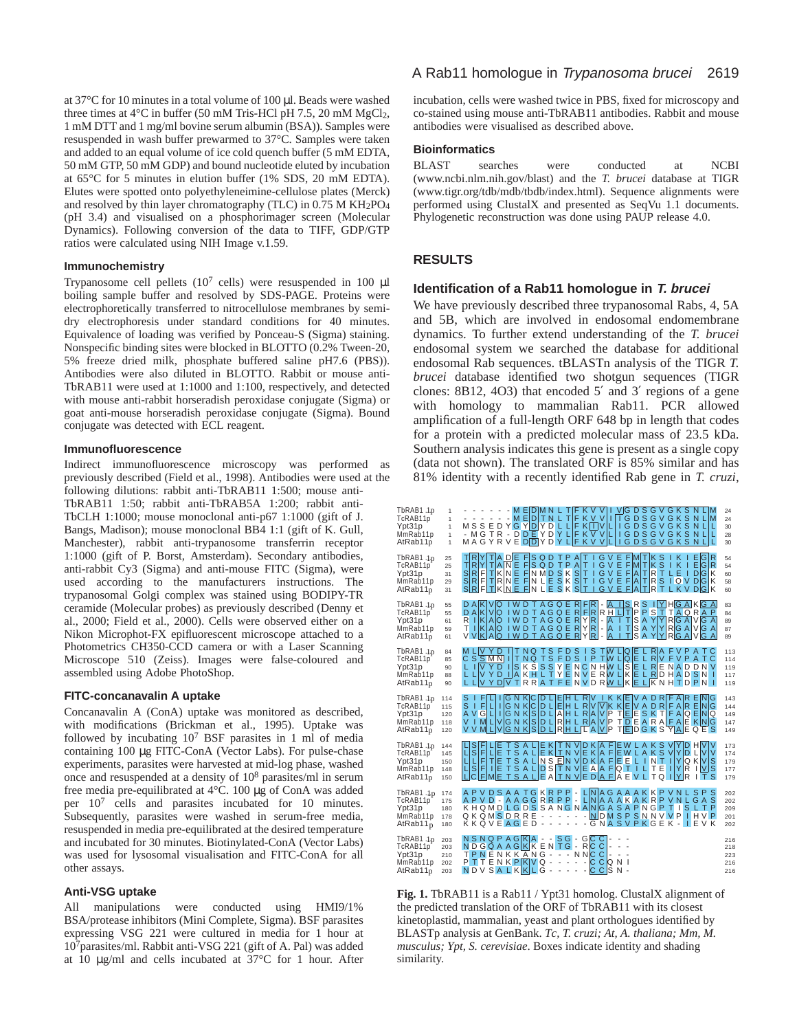at 37°C for 10 minutes in a total volume of 100 µl. Beads were washed three times at 4°C in buffer (50 mM Tris-HCl pH 7.5, 20 mM $MgCl_2$, 1 mM DTT and 1 mg/ml bovine serum albumin (BSA)). Samples were resuspended in wash buffer prewarmed to 37°C. Samples were taken and added to an equal volume of ice cold quench buffer (5 mM EDTA, 50 mM GTP, 50 mM GDP) and bound nucleotide eluted by incubation at 65°C for 5 minutes in elution buffer (1% SDS, 20 mM EDTA). Elutes were spotted onto polyethyleneimine-cellulose plates (Merck) and resolved by thin layer chromatography (TLC) in 0.75 M $KH_2PO_4$ (pH 3.4) and visualised on a phosphorimager screen (Molecular Dynamics). Following conversion of the data to TIFF, GDP/GTP ratios were calculated using NIH Image v.1.59.

### Immunochemistry

Trypanosome cell pellets ($10^7$ cells) were resuspended in 100 µl boiling sample buffer and resolved by SDS-PAGE. Proteins were electrophoretically transferred to nitrocellulose membranes by semi-dry electrophoresis under standard conditions for 40 minutes. Equivalence of loading was verified by Ponceau-S (Sigma) staining. Nonspecific binding sites were blocked in BLOTTO (0.2% Tween-20, 5% freeze dried milk, phosphate buffered saline pH7.6 (PBS)). Antibodies were also diluted in BLOTTO. Rabbit or mouse anti-TbRAB11 were used at 1:1000 and 1:100, respectively, and detected with mouse anti-rabbit horseradish peroxidase conjugate (Sigma) or goat anti-mouse horseradish peroxidase conjugate (Sigma). Bound conjugate was detected with ECL reagent.

### Immunofluorescence

Indirect immunofluorescence microscopy was performed as previously described (Field et al., 1998). Antibodies were used at the following dilutions: rabbit anti-TbRAB11 1:500; mouse anti-TbRAB11 1:50; rabbit anti-TbRAB5A 1:200; rabbit anti-TbCLH 1:1000; mouse monoclonal anti-p67 1:1000 (gift of J. Bangs, Madison); mouse monoclonal BB4 1:1 (gift of K. Gull, Manchester), rabbit anti-trypanosome transferrin receptor 1:1000 (gift of P. Borst, Amsterdam). Secondary antibodies, anti-rabbit Cy3 (Sigma) and anti-mouse FITC (Sigma), were used according to the manufacturers instructions. The trypanosomal Golgi complex was stained using BODIPY-TR ceramide (Molecular probes) as previously described (Denny et al., 2000; Field et al., 2000). Cells were observed either on a Nikon Microphot-FX epifluorescent microscope attached to a Photometrics CH350-CCD camera or with a Laser Scanning Microscope 510 (Zeiss). Images were false-coloured and assembled using Adobe PhotoShop.

### FITC-concanavalin A uptake

Concanavalin A (ConA) uptake was monitored as described, with modifications (Brickman et al., 1995). Uptake was followed by incubating $10^7$ BSF parasites in 1 ml of media containing 100 µg FITC-ConA (Vector Labs). For pulse-chase experiments, parasites were harvested at mid-log phase, washed once and resuspended at a density of $10^8$ parasites/ml in serum free media pre-equilibrated at 4°C. 100 µg of ConA was added per $10^7$ cells and parasites incubated for 10 minutes. Subsequently, parasites were washed in serum-free media, resuspended in media pre-equilibrated at the desired temperature and incubated for 30 minutes. Biotinylated-ConA (Vector Labs) was used for lysosomal visualisation and FITC-ConA for all other assays.

### Anti-VSG uptake

All manipulations were conducted using HMI9/1% BSA/protease inhibitors (Mini Complete, Sigma). BSF parasites expressing VSG 221 were cultured in media for 1 hour at $10^7$parasites/ml. Rabbit anti-VSG 221 (gift of A. Pal) was added at 10 µg/ml and cells incubated at 37°C for 1 hour. After incubation, cells were washed twice in PBS, fixed for microscopy and co-stained using mouse anti-TbRAB11 antibodies. Rabbit and mouse antibodies were visualised as described above.

### Bioinformatics

BLAST searches were conducted at NCBI (www.ncbi.nlm.nih.gov/blast) and the *T. brucei* database at TIGR (www.tigr.org/tdb/mdb/tbdb/index.html). Sequence alignments were performed using ClustalX and presented as SeqVu 1.1 documents. Phylogenetic reconstruction was done using PAUP release 4.0.

## RESULTS

### Identification of a Rab11 homologue in *T. brucei*

We have previously described three trypanosomal Rabs, 4, 5A and 5B, which are involved in endosomal endomembrane dynamics. To further extend understanding of the *T. brucei* endosomal system we searched the database for additional endosomal Rab sequences. tBLASTn analysis of the TIGR *T. brucei* database identified two shotgun sequences (TIGR clones: 8B12, 4O3) that encoded 5′ and 3′ regions of a gene with homology to mammalian Rab11. PCR allowed amplification of a full-length ORF 648 bp in length that codes for a protein with a predicted molecular mass of 23.5 kDa. Southern analysis indicates this gene is present as a single copy (data not shown). The translated ORF is 85% similar and has 81% identity with a recently identified Rab gene in *T. cruzi*,

```
TbRAB11.1p    1  ------MEDMNLTFKVVIVGDSGVGKSNLM   24
TcRAB11p      1  ------MEDTNLTFKVVIIGDSGVGKSNLM   24
Ypt31p        1  MSSEDYGYDYDLLFKIVLIGDSGVGKSNLL   30
MmRab11p      1  -MGTR-DDEYDYLFKVVLIGDSGVGKSNLL   28
AtRab11p      1  MAGYRVEDDYDYLFKVVLIGDSGVGKSNLL   30

TbRAB11.1p   25  TRYTADEFSQDTPATIGVEFMTKSIKIEGR   54
TcRAB11p     25  TRYTANEFSQDTPATIGVEFMTKSIKIEGR   54
Ypt31p       31  SRFTKNEFNMDSKSTIGVEFATRTLEIDGK   60
MmRab11p     29  SRFTRNEFNLESKSTIGVEFATRSIQVDGK   58
AtRab11p     31  SRFTKNEFNLESKSTIGVEFATRTLKVDGK   60

TbRAB11.1p   55  DAKVQIWDTAGQERFR-AISRSIYHGAKGA   83
TcRAB11p     55  DAKVQIWDTAGQERFRRHLTPPSTTAQRAP   84
Ypt31p       61  RIKAQIWDTAGQERYR-AITSAYYRGAVGA   89
MmRab11p     59  TIKAQIWDTAGQERYR-AITSAYYRGAVGA   87
AtRab11p     61  VVKAQIWDTAGQERYR-AITSAYYRGAVGA   89

TbRAB11.1p   84  MLVYDITNQTSFDSISTWLQELRAFVPATC  113
TcRAB11p     85  CSSMNITNQTSFDSIPTWLQELRVFVPATC  114
Ypt31p       90  LIVYDISKSSSYENCNHWLSELRENADDNV  119
MmRab11p     88  LLVYDIAKHLTYENVERWLKELRDHADSNI  117
AtRab11p     90  LLVYDVTRRATFENVDRWLKELKNHTDPNI  119

TbRAB11.1p  114  SIFLIGNKCDLEHLRVIKKEVADRFARENG  143
TcRAB11p    115  SIFLIGNKCDLEHLRVVKKEVADRFARENG  144
Ypt31p      120  AVGLIGNKSDLAHLRAVPTEESKTFAQENQ  149
MmRab11p    118  VIMLVGNKSDLRHLRAVPTDEARAFAEKNG  147
AtRab11p    120  VVMLVGNKSDLRHLLAVPTEDGKSYAEQES  149

TbRAB11.1p  144  LSFLETSALEKTNVDKAFEWLAKSVYDHVV  173
TcRAB11p    145  LSFLETSALEKTNVEKAFEWLAKSVYDLVV  174
Ypt31p      150  LLFTETSALNSENVDKAFEELINTIYQKVS  179
MmRab11p    148  LSFIETSALDSTNVEAAFQTILTEIYRIVS  177
AtRab11p    150  LCFMETSALEATNVEDAFAEVLTQIYRITS  179

TbRAB11.1p  174  APVDSAATGKRPP-LNAGAAAKKPVNLSPS  202
TcRAB11p    175  APVD-AAGGRRPP-LNAAAKAKRPVNLGAS  202
Ypt31p      180  KHQMDLGDSSANGNANGASAPNGPTISLTP  209
MmRab11p    178  QKQMSDRRE------NDMSPSNNVVPIHVP  201
AtRab11p    180  KKQVEAGED------GNASVPKGEK-IEVK  202

TbRAB11.1p  203  NSNQPAGKA--SG-GCC---  216
TcRAB11p    203  NDGQAAGKKENTG-RCC---  218
Ypt31p      210  TPNENKKANG---NNCC---  223
MmRab11p    202  PTTENKPKVQ-----CCQNI  216
AtRab11p    203  NDVSALKKLG-----CCSN-  216
```

**Fig. 1.** TbRAB11 is a Rab11 / Ypt31 homolog. ClustalX alignment of the predicted translation of the ORF of TbRAB11 with its closest kinetoplastid, mammalian, yeast and plant orthologues identified by BLASTp analysis at GenBank. *Tc, T. cruzi; At, A. thaliana; Mm, M. musculus; Ypt, S. cerevisiae*. Boxes indicate identity and shading similarity.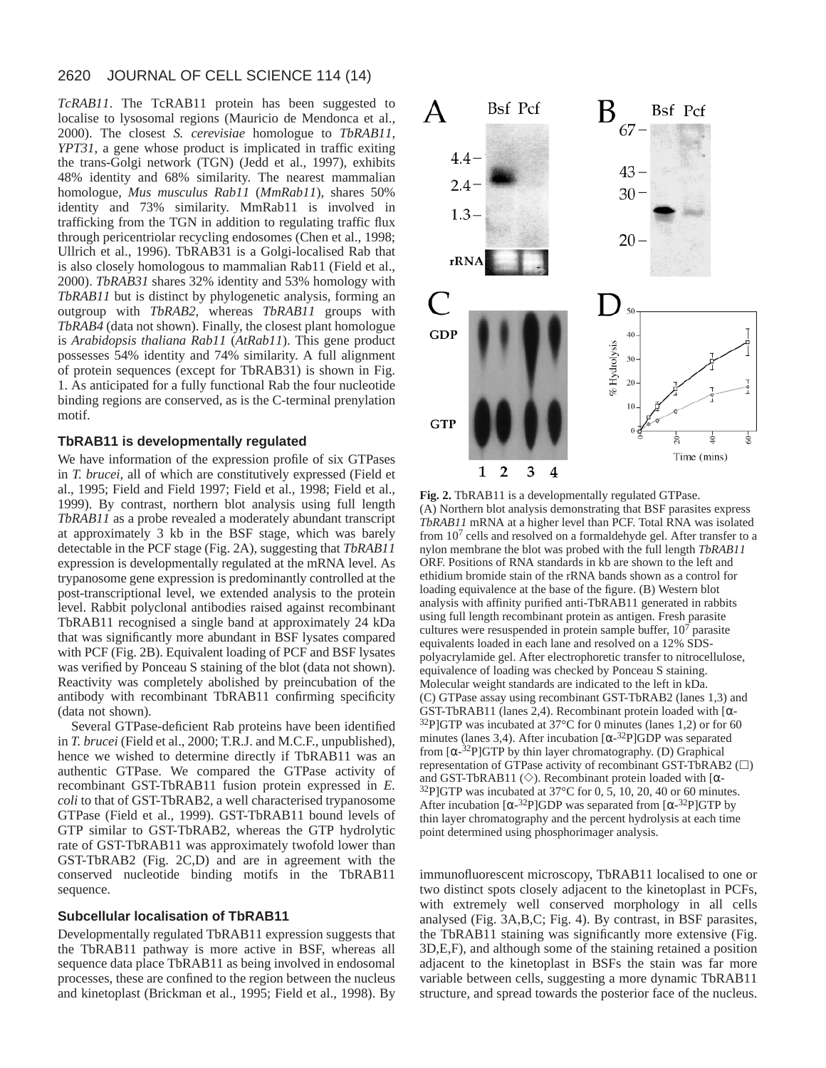*TcRAB11*. The TcRAB11 protein has been suggested to localise to lysosomal regions (Mauricio de Mendonca et al., 2000). The closest *S. cerevisiae* homologue to *TbRAB11*, *YPT31*, a gene whose product is implicated in traffic exiting the trans-Golgi network (TGN) (Jedd et al., 1997), exhibits 48% identity and 68% similarity. The nearest mammalian homologue, *Mus musculus Rab11* (*MmRab11*), shares 50% identity and 73% similarity. MmRab11 is involved in trafficking from the TGN in addition to regulating traffic flux through pericentriolar recycling endosomes (Chen et al., 1998; Ullrich et al., 1996). TbRAB31 is a Golgi-localised Rab that is also closely homologous to mammalian Rab11 (Field et al., 2000). *TbRAB31* shares 32% identity and 53% homology with *TbRAB11* but is distinct by phylogenetic analysis, forming an outgroup with *TbRAB2*, whereas *TbRAB11* groups with *TbRAB4* (data not shown). Finally, the closest plant homologue is *Arabidopsis thaliana Rab11* (*AtRab11*). This gene product possesses 54% identity and 74% similarity. A full alignment of protein sequences (except for TbRAB31) is shown in Fig. 1. As anticipated for a fully functional Rab the four nucleotide binding regions are conserved, as is the C-terminal prenylation motif.

### TbRAB11 is developmentally regulated

We have information of the expression profile of six GTPases in *T. brucei*, all of which are constitutively expressed (Field et al., 1995; Field and Field 1997; Field et al., 1998; Field et al., 1999). By contrast, northern blot analysis using full length *TbRAB11* as a probe revealed a moderately abundant transcript at approximately 3 kb in the BSF stage, which was barely detectable in the PCF stage (Fig. 2A), suggesting that *TbRAB11* expression is developmentally regulated at the mRNA level. As trypanosome gene expression is predominantly controlled at the post-transcriptional level, we extended analysis to the protein level. Rabbit polyclonal antibodies raised against recombinant TbRAB11 recognised a single band at approximately 24 kDa that was significantly more abundant in BSF lysates compared with PCF (Fig. 2B). Equivalent loading of PCF and BSF lysates was verified by Ponceau S staining of the blot (data not shown). Reactivity was completely abolished by preincubation of the antibody with recombinant TbRAB11 confirming specificity (data not shown).

Several GTPase-deficient Rab proteins have been identified in *T. brucei* (Field et al., 2000; T.R.J. and M.C.F., unpublished), hence we wished to determine directly if TbRAB11 was an authentic GTPase. We compared the GTPase activity of recombinant GST-TbRAB11 fusion protein expressed in *E. coli* to that of GST-TbRAB2, a well characterised trypanosome GTPase (Field et al., 1999). GST-TbRAB11 bound levels of GTP similar to GST-TbRAB2, whereas the GTP hydrolytic rate of GST-TbRAB11 was approximately twofold lower than GST-TbRAB2 (Fig. 2C,D) and are in agreement with the conserved nucleotide binding motifs in the TbRAB11 sequence.

**Fig. 2.** TbRAB11 is a developmentally regulated GTPase. (A) Northern blot analysis demonstrating that BSF parasites express *TbRAB11* mRNA at a higher level than PCF. Total RNA was isolated from $10^7$ cells and resolved on a formaldehyde gel. After transfer to a nylon membrane the blot was probed with the full length *TbRAB11* ORF. Positions of RNA standards in kb are shown to the left and ethidium bromide stain of the rRNA bands shown as a control for loading equivalence at the base of the figure. (B) Western blot analysis with affinity purified anti-TbRAB11 generated in rabbits using full length recombinant protein as antigen. Fresh parasite cultures were resuspended in protein sample buffer, $10^7$ parasite equivalents loaded in each lane and resolved on a 12% SDS-polyacrylamide gel. After electrophoretic transfer to nitrocellulose, equivalence of loading was checked by Ponceau S staining. Molecular weight standards are indicated to the left in kDa. (C) GTPase assay using recombinant GST-TbRAB2 (lanes 1,3) and GST-TbRAB11 (lanes 2,4). Recombinant protein loaded with [$\alpha$-$^{32}$P]GTP was incubated at 37°C for 0 minutes (lanes 1,2) or for 60 minutes (lanes 3,4). After incubation [$\alpha$-$^{32}$P]GDP was separated from [$\alpha$-$^{32}$P]GTP by thin layer chromatography. (D) Graphical representation of GTPase activity of recombinant GST-TbRAB2 (□) and GST-TbRAB11 (◇). Recombinant protein loaded with [$\alpha$-$^{32}$P]GTP was incubated at 37°C for 0, 5, 10, 20, 40 or 60 minutes. After incubation [$\alpha$-$^{32}$P]GDP was separated from [$\alpha$-$^{32}$P]GTP by thin layer chromatography and the percent hydrolysis at each time point determined using phosphorimager analysis.

### Subcellular localisation of TbRAB11

Developmentally regulated TbRAB11 expression suggests that the TbRAB11 pathway is more active in BSF, whereas all sequence data place TbRAB11 as being involved in endosomal processes, these are confined to the region between the nucleus and kinetoplast (Brickman et al., 1995; Field et al., 1998). By immunofluorescent microscopy, TbRAB11 localised to one or two distinct spots closely adjacent to the kinetoplast in PCFs, with extremely well conserved morphology in all cells analysed (Fig. 3A,B,C; Fig. 4). By contrast, in BSF parasites, the TbRAB11 staining was significantly more extensive (Fig. 3D,E,F), and although some of the staining retained a position adjacent to the kinetoplast in BSFs the stain was far more variable between cells, suggesting a more dynamic TbRAB11 structure, and spread towards the posterior face of the nucleus.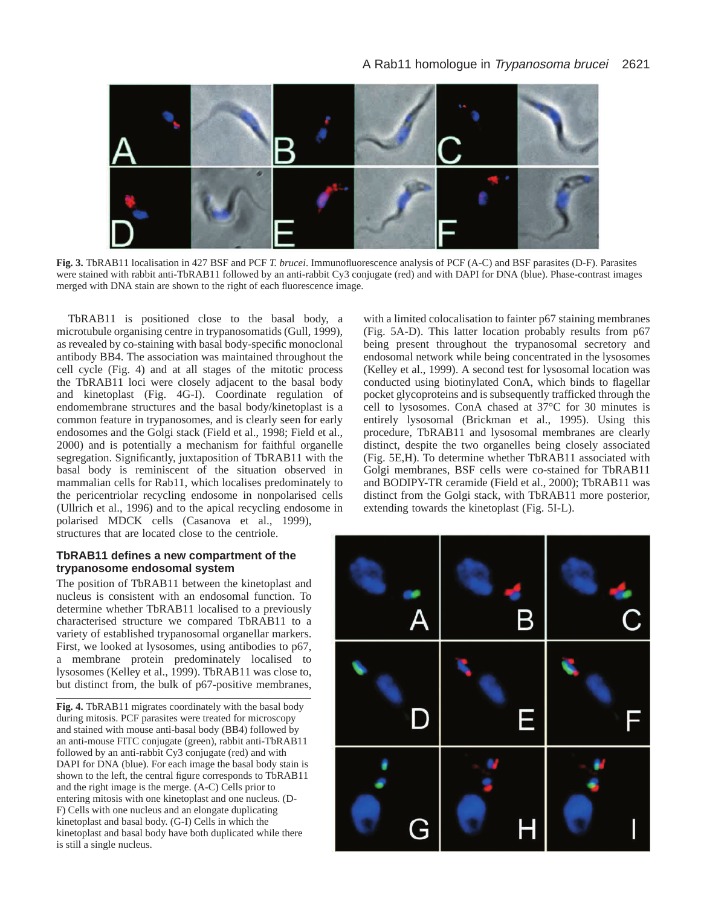**Fig. 3.** TbRAB11 localisation in 427 BSF and PCF *T. brucei*. Immunofluorescence analysis of PCF (A-C) and BSF parasites (D-F). Parasites were stained with rabbit anti-TbRAB11 followed by an anti-rabbit Cy3 conjugate (red) and with DAPI for DNA (blue). Phase-contrast images merged with DNA stain are shown to the right of each fluorescence image.

TbRAB11 is positioned close to the basal body, a microtubule organising centre in trypanosomatids (Gull, 1999), as revealed by co-staining with basal body-specific monoclonal antibody BB4. The association was maintained throughout the cell cycle (Fig. 4) and at all stages of the mitotic process the TbRAB11 loci were closely adjacent to the basal body and kinetoplast (Fig. 4G-I). Coordinate regulation of endomembrane structures and the basal body/kinetoplast is a common feature in trypanosomes, and is clearly seen for early endosomes and the Golgi stack (Field et al., 1998; Field et al., 2000) and is potentially a mechanism for faithful organelle segregation. Significantly, juxtaposition of TbRAB11 with the basal body is reminiscent of the situation observed in mammalian cells for Rab11, which localises predominately to the pericentriolar recycling endosome in nonpolarised cells (Ullrich et al., 1996) and to the apical recycling endosome in polarised MDCK cells (Casanova et al., 1999), structures that are located close to the centriole.

## TbRAB11 defines a new compartment of the trypanosome endosomal system

The position of TbRAB11 between the kinetoplast and nucleus is consistent with an endosomal function. To determine whether TbRAB11 localised to a previously characterised structure we compared TbRAB11 to a variety of established trypanosomal organellar markers. First, we looked at lysosomes, using antibodies to p67, a membrane protein predominately localised to lysosomes (Kelley et al., 1999). TbRAB11 was close to, but distinct from, the bulk of p67-positive membranes, with a limited colocalisation to fainter p67 staining membranes (Fig. 5A-D). This latter location probably results from p67 being present throughout the trypanosomal secretory and endosomal network while being concentrated in the lysosomes (Kelley et al., 1999). A second test for lysosomal location was conducted using biotinylated ConA, which binds to flagellar pocket glycoproteins and is subsequently trafficked through the cell to lysosomes. ConA chased at 37°C for 30 minutes is entirely lysosomal (Brickman et al., 1995). Using this procedure, TbRAB11 and lysosomal membranes are clearly distinct, despite the two organelles being closely associated (Fig. 5E,H). To determine whether TbRAB11 associated with Golgi membranes, BSF cells were co-stained for TbRAB11 and BODIPY-TR ceramide (Field et al., 2000); TbRAB11 was distinct from the Golgi stack, with TbRAB11 more posterior, extending towards the kinetoplast (Fig. 5I-L).

**Fig. 4.** TbRAB11 migrates coordinately with the basal body during mitosis. PCF parasites were treated for microscopy and stained with mouse anti-basal body (BB4) followed by an anti-mouse FITC conjugate (green), rabbit anti-TbRAB11 followed by an anti-rabbit Cy3 conjugate (red) and with DAPI for DNA (blue). For each image the basal body stain is shown to the left, the central figure corresponds to TbRAB11 and the right image is the merge. (A-C) Cells prior to entering mitosis with one kinetoplast and one nucleus. (D-F) Cells with one nucleus and an elongate duplicating kinetoplast and basal body. (G-I) Cells in which the kinetoplast and basal body have both duplicated while there is still a single nucleus.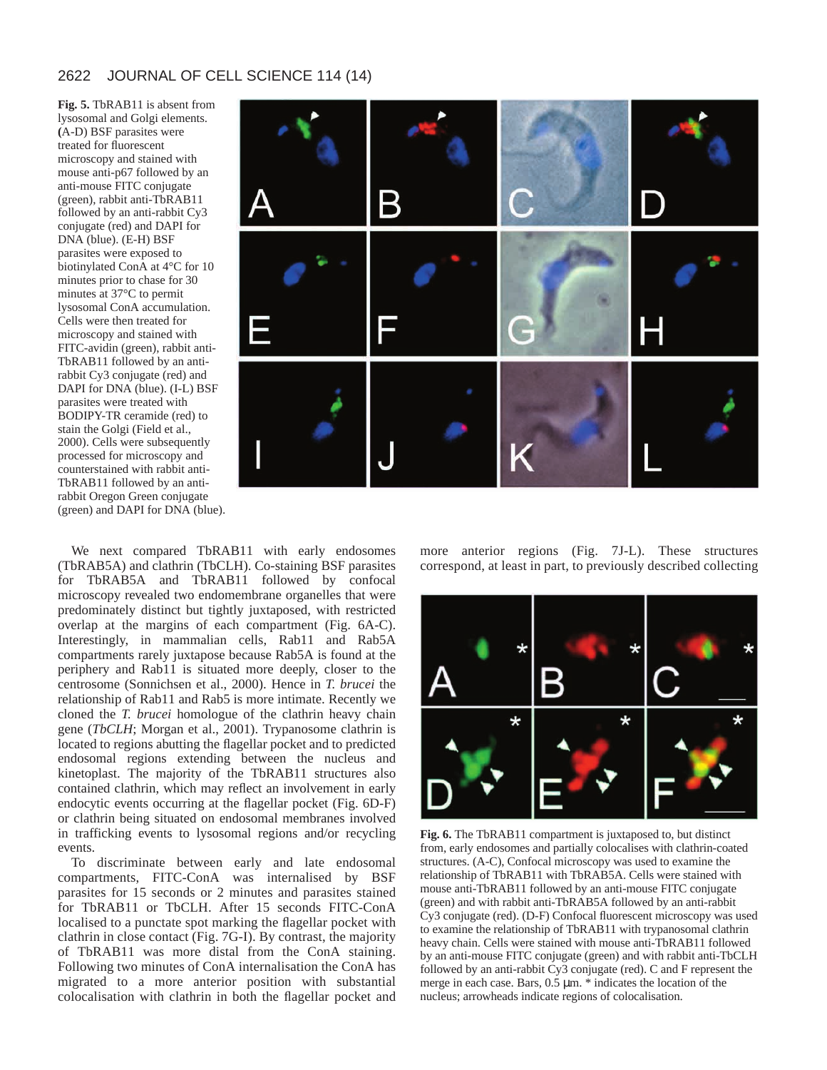**Fig. 5.** TbRAB11 is absent from lysosomal and Golgi elements. (A-D) BSF parasites were treated for fluorescent microscopy and stained with mouse anti-p67 followed by an anti-mouse FITC conjugate (green), rabbit anti-TbRAB11 followed by an anti-rabbit Cy3 conjugate (red) and DAPI for DNA (blue). (E-H) BSF parasites were exposed to biotinylated ConA at 4°C for 10 minutes prior to chase for 30 minutes at 37°C to permit lysosomal ConA accumulation. Cells were then treated for microscopy and stained with FITC-avidin (green), rabbit anti-TbRAB11 followed by an anti-rabbit Cy3 conjugate (red) and DAPI for DNA (blue). (I-L) BSF parasites were treated with BODIPY-TR ceramide (red) to stain the Golgi (Field et al., 2000). Cells were subsequently processed for microscopy and counterstained with rabbit anti-TbRAB11 followed by an anti-rabbit Oregon Green conjugate (green) and DAPI for DNA (blue).

We next compared TbRAB11 with early endosomes (TbRAB5A) and clathrin (TbCLH). Co-staining BSF parasites for TbRAB5A and TbRAB11 followed by confocal microscopy revealed two endomembrane organelles that were predominately distinct but tightly juxtaposed, with restricted overlap at the margins of each compartment (Fig. 6A-C). Interestingly, in mammalian cells, Rab11 and Rab5A compartments rarely juxtapose because Rab5A is found at the periphery and Rab11 is situated more deeply, closer to the centrosome (Sonnichsen et al., 2000). Hence in *T. brucei* the relationship of Rab11 and Rab5 is more intimate. Recently we cloned the *T. brucei* homologue of the clathrin heavy chain gene (*TbCLH*; Morgan et al., 2001). Trypanosome clathrin is located to regions abutting the flagellar pocket and to predicted endosomal regions extending between the nucleus and kinetoplast. The majority of the TbRAB11 structures also contained clathrin, which may reflect an involvement in early endocytic events occurring at the flagellar pocket (Fig. 6D-F) or clathrin being situated on endosomal membranes involved in trafficking events to lysosomal regions and/or recycling events.

To discriminate between early and late endosomal compartments, FITC-ConA was internalised by BSF parasites for 15 seconds or 2 minutes and parasites stained for TbRAB11 or TbCLH. After 15 seconds FITC-ConA localised to a punctate spot marking the flagellar pocket with clathrin in close contact (Fig. 7G-I). By contrast, the majority of TbRAB11 was more distal from the ConA staining. Following two minutes of ConA internalisation the ConA has migrated to a more anterior position with substantial colocalisation with clathrin in both the flagellar pocket and more anterior regions (Fig. 7J-L). These structures correspond, at least in part, to previously described collecting

**Fig. 6.** The TbRAB11 compartment is juxtaposed to, but distinct from, early endosomes and partially colocalises with clathrin-coated structures. (A-C), Confocal microscopy was used to examine the relationship of TbRAB11 with TbRAB5A. Cells were stained with mouse anti-TbRAB11 followed by an anti-mouse FITC conjugate (green) and with rabbit anti-TbRAB5A followed by an anti-rabbit Cy3 conjugate (red). (D-F) Confocal fluorescent microscopy was used to examine the relationship of TbRAB11 with trypanosomal clathrin heavy chain. Cells were stained with mouse anti-TbRAB11 followed by an anti-mouse FITC conjugate (green) and with rabbit anti-TbCLH followed by an anti-rabbit Cy3 conjugate (red). C and F represent the merge in each case. Bars, 0.5 μm. * indicates the location of the nucleus; arrowheads indicate regions of colocalisation.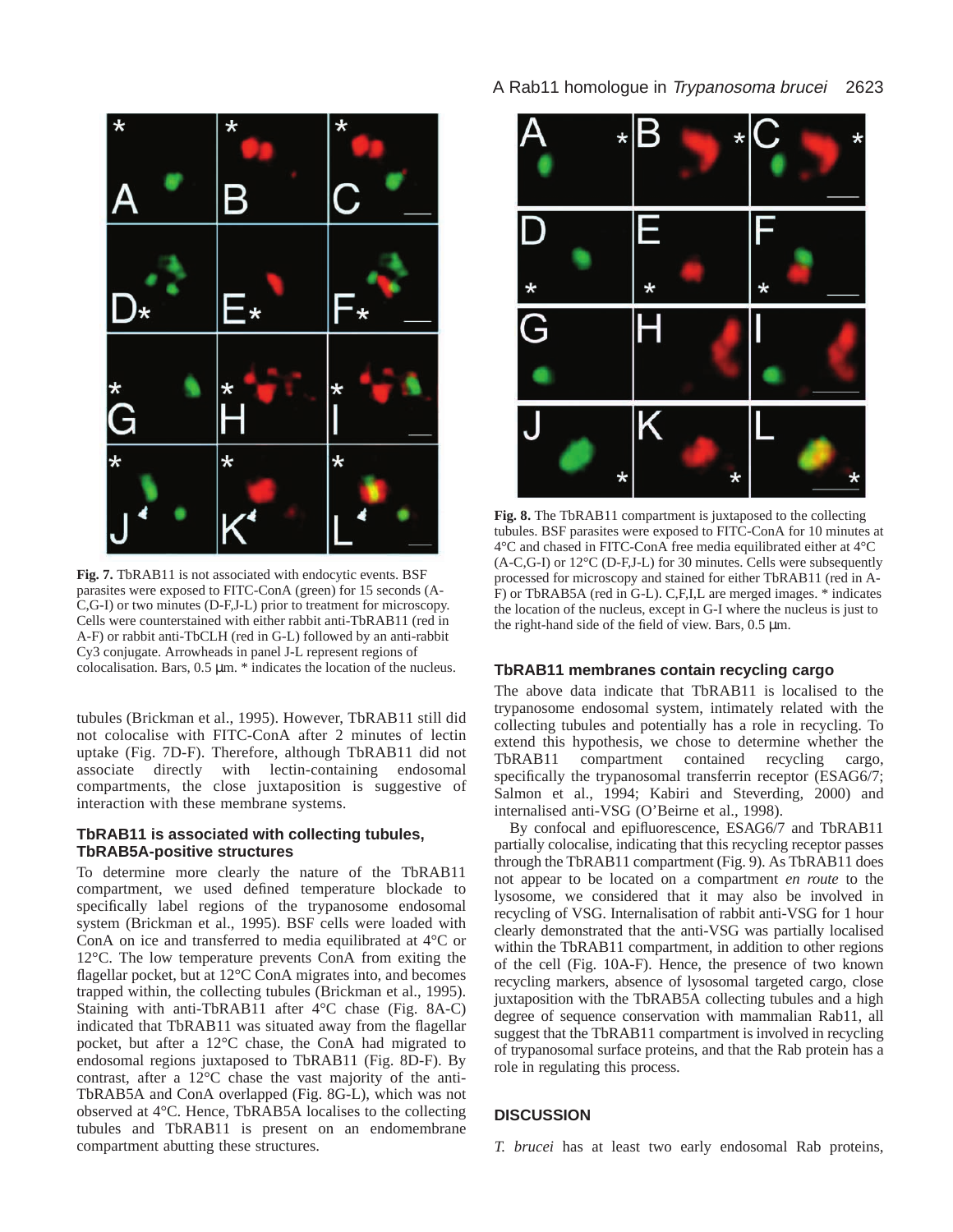**Fig. 7.** TbRAB11 is not associated with endocytic events. BSF parasites were exposed to FITC-ConA (green) for 15 seconds (A-C,G-I) or two minutes (D-F,J-L) prior to treatment for microscopy. Cells were counterstained with either rabbit anti-TbRAB11 (red in A-F) or rabbit anti-TbCLH (red in G-L) followed by an anti-rabbit Cy3 conjugate. Arrowheads in panel J-L represent regions of colocalisation. Bars, 0.5 μm. * indicates the location of the nucleus.

tubules (Brickman et al., 1995). However, TbRAB11 still did not colocalise with FITC-ConA after 2 minutes of lectin uptake (Fig. 7D-F). Therefore, although TbRAB11 did not associate directly with lectin-containing endosomal compartments, the close juxtaposition is suggestive of interaction with these membrane systems.

### TbRAB11 is associated with collecting tubules, TbRAB5A-positive structures

To determine more clearly the nature of the TbRAB11 compartment, we used defined temperature blockade to specifically label regions of the trypanosome endosomal system (Brickman et al., 1995). BSF cells were loaded with ConA on ice and transferred to media equilibrated at 4°C or 12°C. The low temperature prevents ConA from exiting the flagellar pocket, but at 12°C ConA migrates into, and becomes trapped within, the collecting tubules (Brickman et al., 1995). Staining with anti-TbRAB11 after 4°C chase (Fig. 8A-C) indicated that TbRAB11 was situated away from the flagellar pocket, but after a 12°C chase, the ConA had migrated to endosomal regions juxtaposed to TbRAB11 (Fig. 8D-F). By contrast, after a 12°C chase the vast majority of the anti-TbRAB5A and ConA overlapped (Fig. 8G-L), which was not observed at 4°C. Hence, TbRAB5A localises to the collecting tubules and TbRAB11 is present on an endomembrane compartment abutting these structures.

**Fig. 8.** The TbRAB11 compartment is juxtaposed to the collecting tubules. BSF parasites were exposed to FITC-ConA for 10 minutes at 4°C and chased in FITC-ConA free media equilibrated either at 4°C (A-C,G-I) or 12°C (D-F,J-L) for 30 minutes. Cells were subsequently processed for microscopy and stained for either TbRAB11 (red in A-F) or TbRAB5A (red in G-L). C,F,I,L are merged images. * indicates the location of the nucleus, except in G-I where the nucleus is just to the right-hand side of the field of view. Bars, 0.5 μm.

### TbRAB11 membranes contain recycling cargo

The above data indicate that TbRAB11 is localised to the trypanosome endosomal system, intimately related with the collecting tubules and potentially has a role in recycling. To extend this hypothesis, we chose to determine whether the TbRAB11 compartment contained recycling cargo, specifically the trypanosomal transferrin receptor (ESAG6/7; Salmon et al., 1994; Kabiri and Steverding, 2000) and internalised anti-VSG (O'Beirne et al., 1998).

By confocal and epifluorescence, ESAG6/7 and TbRAB11 partially colocalise, indicating that this recycling receptor passes through the TbRAB11 compartment (Fig. 9). As TbRAB11 does not appear to be located on a compartment *en route* to the lysosome, we considered that it may also be involved in recycling of VSG. Internalisation of rabbit anti-VSG for 1 hour clearly demonstrated that the anti-VSG was partially localised within the TbRAB11 compartment, in addition to other regions of the cell (Fig. 10A-F). Hence, the presence of two known recycling markers, absence of lysosomal targeted cargo, close juxtaposition with the TbRAB5A collecting tubules and a high degree of sequence conservation with mammalian Rab11, all suggest that the TbRAB11 compartment is involved in recycling of trypanosomal surface proteins, and that the Rab protein has a role in regulating this process.

## DISCUSSION

*T. brucei* has at least two early endosomal Rab proteins,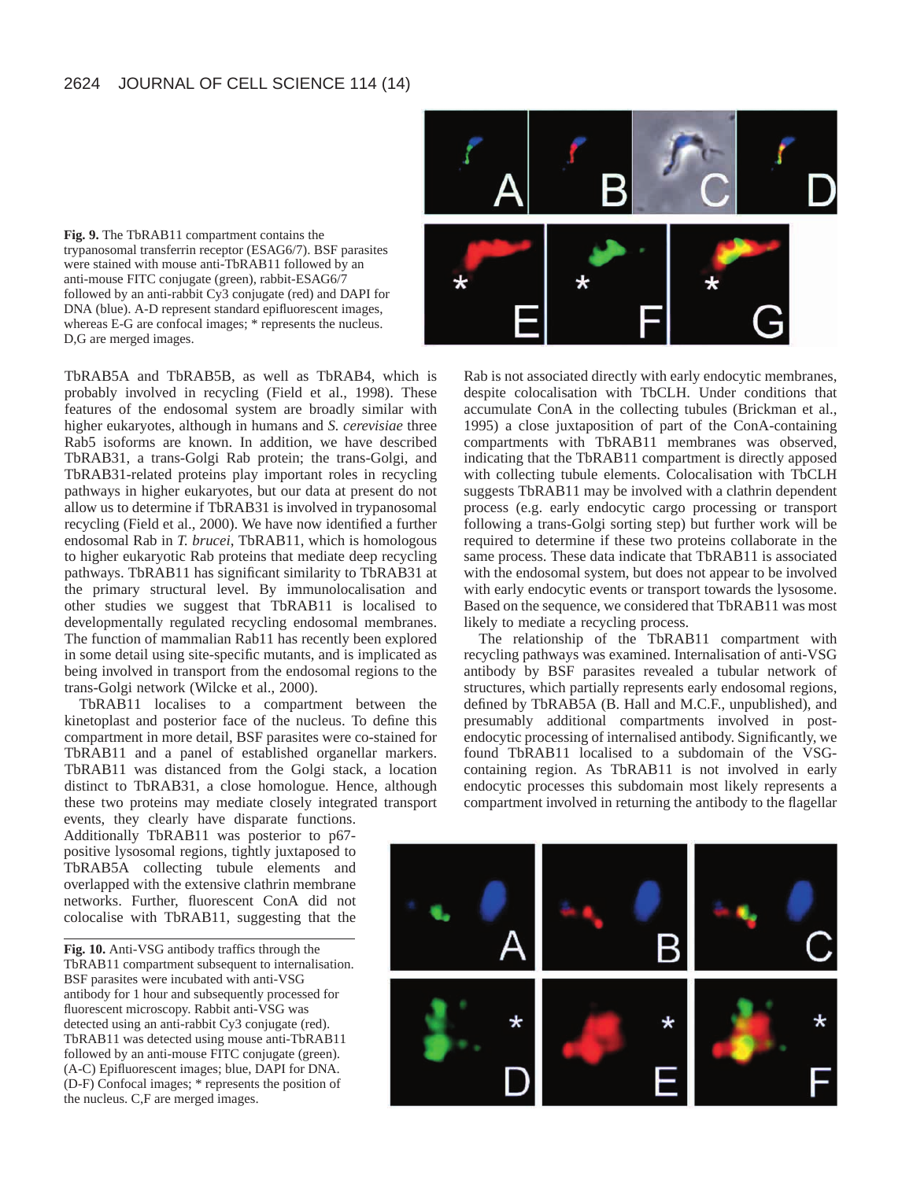**Fig. 9.** The TbRAB11 compartment contains the trypanosomal transferrin receptor (ESAG6/7). BSF parasites were stained with mouse anti-TbRAB11 followed by an anti-mouse FITC conjugate (green), rabbit-ESAG6/7 followed by an anti-rabbit Cy3 conjugate (red) and DAPI for DNA (blue). A-D represent standard epifluorescent images, whereas E-G are confocal images; * represents the nucleus. D,G are merged images.

TbRAB5A and TbRAB5B, as well as TbRAB4, which is probably involved in recycling (Field et al., 1998). These features of the endosomal system are broadly similar with higher eukaryotes, although in humans and *S. cerevisiae* three Rab5 isoforms are known. In addition, we have described TbRAB31, a trans-Golgi Rab protein; the trans-Golgi, and TbRAB31-related proteins play important roles in recycling pathways in higher eukaryotes, but our data at present do not allow us to determine if TbRAB31 is involved in trypanosomal recycling (Field et al., 2000). We have now identified a further endosomal Rab in *T. brucei*, TbRAB11, which is homologous to higher eukaryotic Rab proteins that mediate deep recycling pathways. TbRAB11 has significant similarity to TbRAB31 at the primary structural level. By immunolocalisation and other studies we suggest that TbRAB11 is localised to developmentally regulated recycling endosomal membranes. The function of mammalian Rab11 has recently been explored in some detail using site-specific mutants, and is implicated as being involved in transport from the endosomal regions to the trans-Golgi network (Wilcke et al., 2000).

TbRAB11 localises to a compartment between the kinetoplast and posterior face of the nucleus. To define this compartment in more detail, BSF parasites were co-stained for TbRAB11 and a panel of established organellar markers. TbRAB11 was distanced from the Golgi stack, a location distinct to TbRAB31, a close homologue. Hence, although these two proteins may mediate closely integrated transport events, they clearly have disparate functions. Additionally TbRAB11 was posterior to p67-positive lysosomal regions, tightly juxtaposed to TbRAB5A collecting tubule elements and overlapped with the extensive clathrin membrane networks. Further, fluorescent ConA did not colocalise with TbRAB11, suggesting that the Rab is not associated directly with early endocytic membranes, despite colocalisation with TbCLH. Under conditions that accumulate ConA in the collecting tubules (Brickman et al., 1995) a close juxtaposition of part of the ConA-containing compartments with TbRAB11 membranes was observed, indicating that the TbRAB11 compartment is directly apposed with collecting tubule elements. Colocalisation with TbCLH suggests TbRAB11 may be involved with a clathrin dependent process (e.g. early endocytic cargo processing or transport following a trans-Golgi sorting step) but further work will be required to determine if these two proteins collaborate in the same process. These data indicate that TbRAB11 is associated with the endosomal system, but does not appear to be involved with early endocytic events or transport towards the lysosome. Based on the sequence, we considered that TbRAB11 was most likely to mediate a recycling process.

The relationship of the TbRAB11 compartment with recycling pathways was examined. Internalisation of anti-VSG antibody by BSF parasites revealed a tubular network of structures, which partially represents early endosomal regions, defined by TbRAB5A (B. Hall and M.C.F., unpublished), and presumably additional compartments involved in post-endocytic processing of internalised antibody. Significantly, we found TbRAB11 localised to a subdomain of the VSG-containing region. As TbRAB11 is not involved in early endocytic processes this subdomain most likely represents a compartment involved in returning the antibody to the flagellar

**Fig. 10.** Anti-VSG antibody traffics through the TbRAB11 compartment subsequent to internalisation. BSF parasites were incubated with anti-VSG antibody for 1 hour and subsequently processed for fluorescent microscopy. Rabbit anti-VSG was detected using an anti-rabbit Cy3 conjugate (red). TbRAB11 was detected using mouse anti-TbRAB11 followed by an anti-mouse FITC conjugate (green). (A-C) Epifluorescent images; blue, DAPI for DNA. (D-F) Confocal images; * represents the position of the nucleus. C,F are merged images.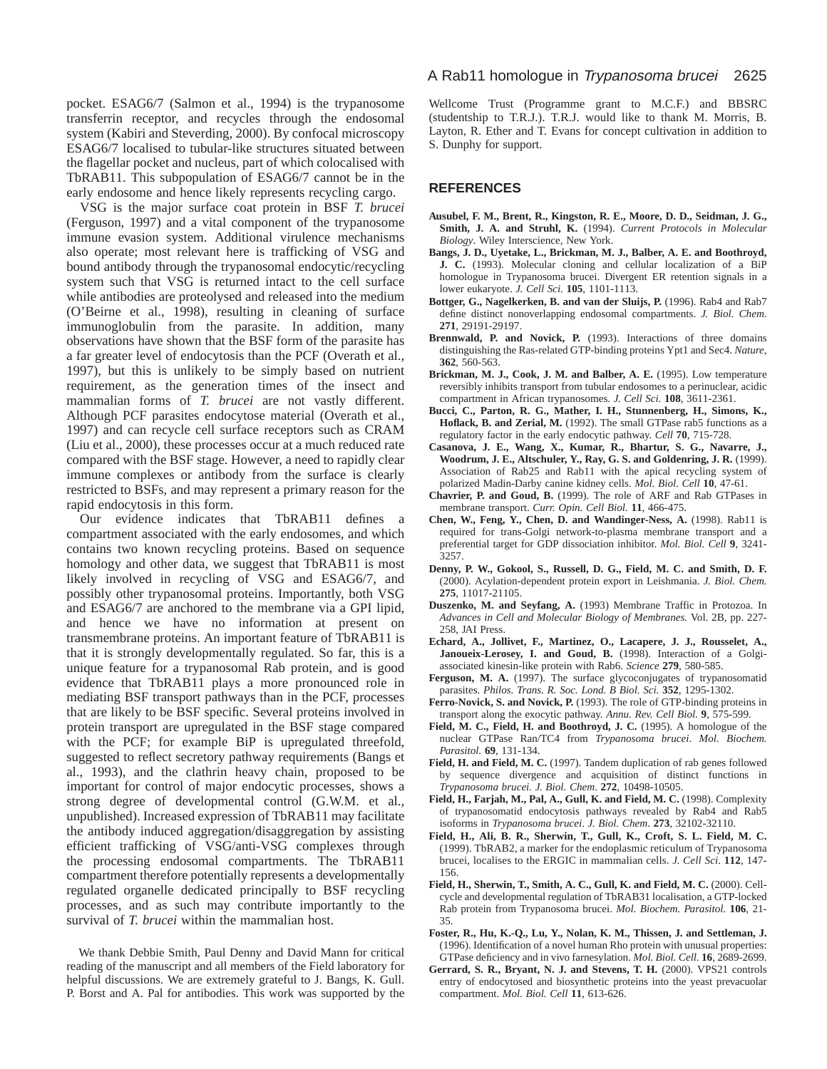pocket. ESAG6/7 (Salmon et al., 1994) is the trypanosome transferrin receptor, and recycles through the endosomal system (Kabiri and Steverding, 2000). By confocal microscopy ESAG6/7 localised to tubular-like structures situated between the flagellar pocket and nucleus, part of which colocalised with TbRAB11. This subpopulation of ESAG6/7 cannot be in the early endosome and hence likely represents recycling cargo.

VSG is the major surface coat protein in BSF *T. brucei* (Ferguson, 1997) and a vital component of the trypanosome immune evasion system. Additional virulence mechanisms also operate; most relevant here is trafficking of VSG and bound antibody through the trypanosomal endocytic/recycling system such that VSG is returned intact to the cell surface while antibodies are proteolysed and released into the medium (O'Beirne et al., 1998), resulting in cleaning of surface immunoglobulin from the parasite. In addition, many observations have shown that the BSF form of the parasite has a far greater level of endocytosis than the PCF (Overath et al., 1997), but this is unlikely to be simply based on nutrient requirement, as the generation times of the insect and mammalian forms of *T. brucei* are not vastly different. Although PCF parasites endocytose material (Overath et al., 1997) and can recycle cell surface receptors such as CRAM (Liu et al., 2000), these processes occur at a much reduced rate compared with the BSF stage. However, a need to rapidly clear immune complexes or antibody from the surface is clearly restricted to BSFs, and may represent a primary reason for the rapid endocytosis in this form.

Our evidence indicates that TbRAB11 defines a compartment associated with the early endosomes, and which contains two known recycling proteins. Based on sequence homology and other data, we suggest that TbRAB11 is most likely involved in recycling of VSG and ESAG6/7, and possibly other trypanosomal proteins. Importantly, both VSG and ESAG6/7 are anchored to the membrane via a GPI lipid, and hence we have no information at present on transmembrane proteins. An important feature of TbRAB11 is that it is strongly developmentally regulated. So far, this is a unique feature for a trypanosomal Rab protein, and is good evidence that TbRAB11 plays a more pronounced role in mediating BSF transport pathways than in the PCF, processes that are likely to be BSF specific. Several proteins involved in protein transport are upregulated in the BSF stage compared with the PCF; for example BiP is upregulated threefold, suggested to reflect secretory pathway requirements (Bangs et al., 1993), and the clathrin heavy chain, proposed to be important for control of major endocytic processes, shows a strong degree of developmental control (G.W.M. et al., unpublished). Increased expression of TbRAB11 may facilitate the antibody induced aggregation/disaggregation by assisting efficient trafficking of VSG/anti-VSG complexes through the processing endosomal compartments. The TbRAB11 compartment therefore potentially represents a developmentally regulated organelle dedicated principally to BSF recycling processes, and as such may contribute importantly to the survival of *T. brucei* within the mammalian host.

We thank Debbie Smith, Paul Denny and David Mann for critical reading of the manuscript and all members of the Field laboratory for helpful discussions. We are extremely grateful to J. Bangs, K. Gull. P. Borst and A. Pal for antibodies. This work was supported by the Wellcome Trust (Programme grant to M.C.F.) and BBSRC (studentship to T.R.J.). T.R.J. would like to thank M. Morris, B. Layton, R. Ether and T. Evans for concept cultivation in addition to S. Dunphy for support.

## REFERENCES

**Ausubel, F. M., Brent, R., Kingston, R. E., Moore, D. D., Seidman, J. G., Smith, J. A. and Struhl, K.** (1994). *Current Protocols in Molecular Biology*. Wiley Interscience, New York.

**Bangs, J. D., Uyetake, L., Brickman, M. J., Balber, A. E. and Boothroyd, J. C.** (1993). Molecular cloning and cellular localization of a BiP homologue in Trypanosoma brucei. Divergent ER retention signals in a lower eukaryote. *J. Cell Sci.* **105**, 1101-1113.

**Bottger, G., Nagelkerken, B. and van der Sluijs, P.** (1996). Rab4 and Rab7 define distinct nonoverlapping endosomal compartments. *J. Biol. Chem.* **271**, 29191-29197.

**Brennwald, P. and Novick, P.** (1993). Interactions of three domains distinguishing the Ras-related GTP-binding proteins Ypt1 and Sec4. *Nature*, **362**, 560-563.

**Brickman, M. J., Cook, J. M. and Balber, A. E.** (1995). Low temperature reversibly inhibits transport from tubular endosomes to a perinuclear, acidic compartment in African trypanosomes. *J. Cell Sci.* **108**, 3611-2361.

**Bucci, C., Parton, R. G., Mather, I. H., Stunnenberg, H., Simons, K., Hoflack, B. and Zerial, M.** (1992). The small GTPase rab5 functions as a regulatory factor in the early endocytic pathway. *Cell* **70**, 715-728.

**Casanova, J. E., Wang, X., Kumar, R., Bhartur, S. G., Navarre, J., Woodrum, J. E., Altschuler, Y., Ray, G. S. and Goldenring, J. R.** (1999). Association of Rab25 and Rab11 with the apical recycling system of polarized Madin-Darby canine kidney cells. *Mol. Biol. Cell* **10**, 47-61.

**Chavrier, P. and Goud, B.** (1999). The role of ARF and Rab GTPases in membrane transport. *Curr. Opin. Cell Biol.* **11**, 466-475.

**Chen, W., Feng, Y., Chen, D. and Wandinger-Ness, A.** (1998). Rab11 is required for trans-Golgi network-to-plasma membrane transport and a preferential target for GDP dissociation inhibitor. *Mol. Biol. Cell* **9**, 3241-3257.

**Denny, P. W., Gokool, S., Russell, D. G., Field, M. C. and Smith, D. F.** (2000). Acylation-dependent protein export in Leishmania. *J. Biol. Chem.* **275**, 11017-21105.

**Duszenko, M. and Seyfang, A.** (1993) Membrane Traffic in Protozoa. In *Advances in Cell and Molecular Biology of Membranes.* Vol. 2B, pp. 227-258, JAI Press.

**Echard, A., Jollivet, F., Martinez, O., Lacapere, J. J., Rousselet, A., Janoueix-Lerosey, I. and Goud, B.** (1998). Interaction of a Golgi-associated kinesin-like protein with Rab6. *Science* **279**, 580-585.

**Ferguson, M. A.** (1997). The surface glycoconjugates of trypanosomatid parasites. *Philos. Trans. R. Soc. Lond. B Biol. Sci.* **352**, 1295-1302.

**Ferro-Novick, S. and Novick, P.** (1993). The role of GTP-binding proteins in transport along the exocytic pathway. *Annu. Rev. Cell Biol.* **9**, 575-599.

**Field, M. C., Field, H. and Boothroyd, J. C.** (1995). A homologue of the nuclear GTPase Ran/TC4 from *Trypanosoma brucei*. *Mol. Biochem. Parasitol.* **69**, 131-134.

**Field, H. and Field, M. C.** (1997). Tandem duplication of rab genes followed by sequence divergence and acquisition of distinct functions in *Trypanosoma brucei. J. Biol. Chem*. **272**, 10498-10505.

**Field, H., Farjah, M., Pal, A., Gull, K. and Field, M. C.** (1998). Complexity of trypanosomatid endocytosis pathways revealed by Rab4 and Rab5 isoforms in *Trypanosoma brucei. J. Biol. Chem*. **273**, 32102-32110.

**Field, H., Ali, B. R., Sherwin, T., Gull, K., Croft, S. L. Field, M. C.** (1999). TbRAB2, a marker for the endoplasmic reticulum of Trypanosoma brucei, localises to the ERGIC in mammalian cells. *J. Cell Sci.* **112**, 147-156.

**Field, H., Sherwin, T., Smith, A. C., Gull, K. and Field, M. C.** (2000). Cell-cycle and developmental regulation of TbRAB31 localisation, a GTP-locked Rab protein from Trypanosoma brucei. *Mol. Biochem. Parasitol.* **106**, 21-35.

**Foster, R., Hu, K.-Q., Lu, Y., Nolan, K. M., Thissen, J. and Settleman, J.** (1996). Identification of a novel human Rho protein with unusual properties: GTPase deficiency and in vivo farnesylation. *Mol. Biol. Cell.* **16**, 2689-2699.

**Gerrard, S. R., Bryant, N. J. and Stevens, T. H.** (2000). VPS21 controls entry of endocytosed and biosynthetic proteins into the yeast prevacuolar compartment. *Mol. Biol. Cell* **11**, 613-626.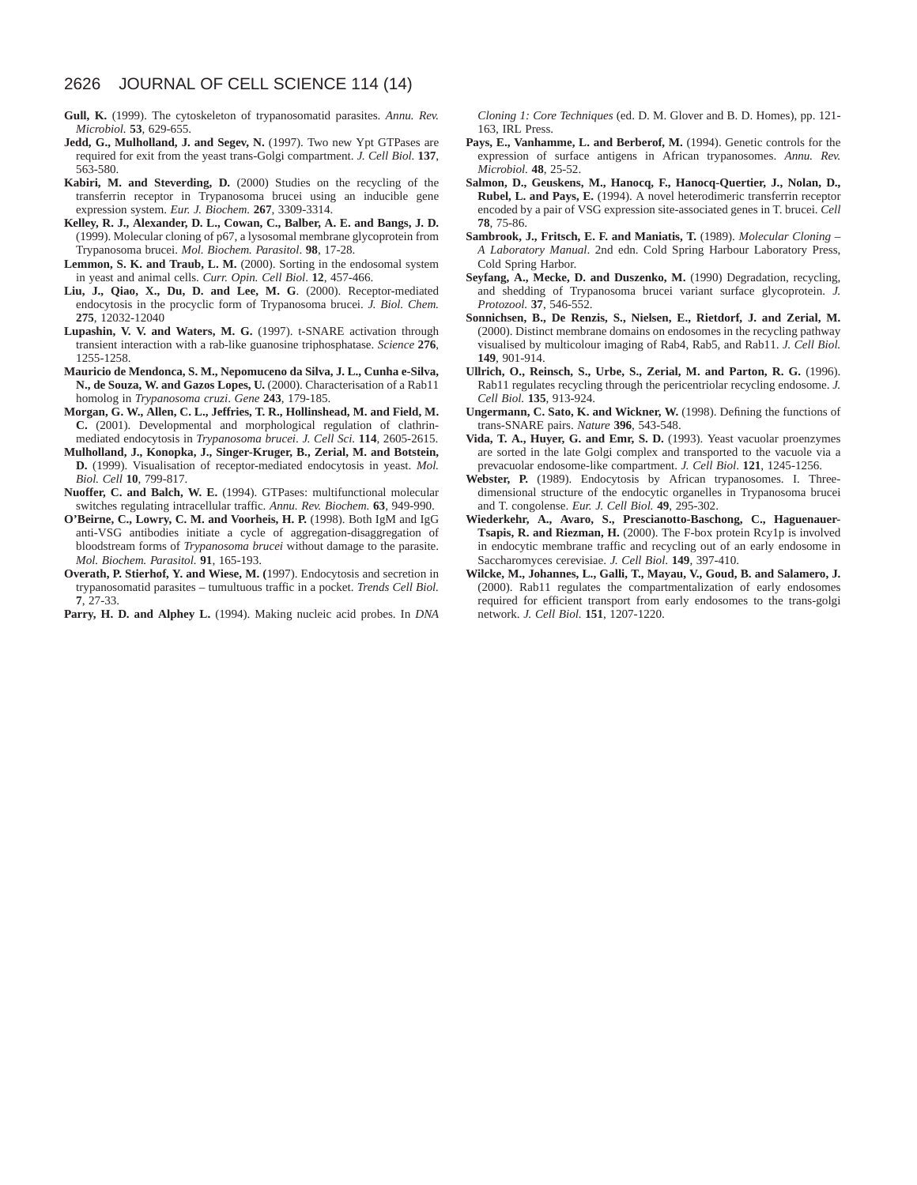**Gull, K.** (1999). The cytoskeleton of trypanosomatid parasites. *Annu. Rev. Microbiol.* **53**, 629-655.

**Jedd, G., Mulholland, J. and Segev, N.** (1997). Two new Ypt GTPases are required for exit from the yeast trans-Golgi compartment. *J. Cell Biol.* **137**, 563-580.

**Kabiri, M. and Steverding, D.** (2000) Studies on the recycling of the transferrin receptor in Trypanosoma brucei using an inducible gene expression system. *Eur. J. Biochem.* **267**, 3309-3314.

**Kelley, R. J., Alexander, D. L., Cowan, C., Balber, A. E. and Bangs, J. D.** (1999). Molecular cloning of p67, a lysosomal membrane glycoprotein from Trypanosoma brucei. *Mol. Biochem. Parasitol*. **98**, 17-28.

**Lemmon, S. K. and Traub, L. M.** (2000). Sorting in the endosomal system in yeast and animal cells. *Curr. Opin. Cell Biol*. **12**, 457-466.

**Liu, J., Qiao, X., Du, D. and Lee, M. G**. (2000). Receptor-mediated endocytosis in the procyclic form of Trypanosoma brucei. *J. Biol. Chem.* **275**, 12032-12040

**Lupashin, V. V. and Waters, M. G.** (1997). t-SNARE activation through transient interaction with a rab-like guanosine triphosphatase. *Science* **276**, 1255-1258.

**Mauricio de Mendonca, S. M., Nepomuceno da Silva, J. L., Cunha e-Silva, N., de Souza, W. and Gazos Lopes, U.** (2000). Characterisation of a Rab11 homolog in *Trypanosoma cruzi*. *Gene* **243**, 179-185.

**Morgan, G. W., Allen, C. L., Jeffries, T. R., Hollinshead, M. and Field, M. C.** (2001). Developmental and morphological regulation of clathrin-mediated endocytosis in *Trypanosoma brucei*. *J. Cell Sci.* **114**, 2605-2615.

**Mulholland, J., Konopka, J., Singer-Kruger, B., Zerial, M. and Botstein, D.** (1999). Visualisation of receptor-mediated endocytosis in yeast. *Mol. Biol. Cell* **10**, 799-817.

**Nuoffer, C. and Balch, W. E.** (1994). GTPases: multifunctional molecular switches regulating intracellular traffic. *Annu. Rev. Biochem.* **63**, 949-990.

**O'Beirne, C., Lowry, C. M. and Voorheis, H. P.** (1998). Both IgM and IgG anti-VSG antibodies initiate a cycle of aggregation-disaggregation of bloodstream forms of *Trypanosoma brucei* without damage to the parasite. *Mol. Biochem. Parasitol.* **91**, 165-193.

**Overath, P. Stierhof, Y. and Wiese, M. (**1997). Endocytosis and secretion in trypanosomatid parasites – tumultuous traffic in a pocket. *Trends Cell Biol.* **7**, 27-33.

**Parry, H. D. and Alphey L.** (1994). Making nucleic acid probes. In *DNA Cloning 1: Core Techniques* (ed. D. M. Glover and B. D. Homes), pp. 121-163, IRL Press.

**Pays, E., Vanhamme, L. and Berberof, M.** (1994). Genetic controls for the expression of surface antigens in African trypanosomes. *Annu. Rev. Microbiol.* **48**, 25-52.

**Salmon, D., Geuskens, M., Hanocq, F., Hanocq-Quertier, J., Nolan, D., Rubel, L. and Pays, E.** (1994). A novel heterodimeric transferrin receptor encoded by a pair of VSG expression site-associated genes in T. brucei. *Cell* **78**, 75-86.

**Sambrook, J., Fritsch, E. F. and Maniatis, T.** (1989). *Molecular Cloning – A Laboratory Manual*. 2nd edn. Cold Spring Harbour Laboratory Press, Cold Spring Harbor.

**Seyfang, A., Mecke, D. and Duszenko, M.** (1990) Degradation, recycling, and shedding of Trypanosoma brucei variant surface glycoprotein. *J. Protozool.* **37**, 546-552.

**Sonnichsen, B., De Renzis, S., Nielsen, E., Rietdorf, J. and Zerial, M.** (2000). Distinct membrane domains on endosomes in the recycling pathway visualised by multicolour imaging of Rab4, Rab5, and Rab11. *J. Cell Biol.* **149**, 901-914.

**Ullrich, O., Reinsch, S., Urbe, S., Zerial, M. and Parton, R. G.** (1996). Rab11 regulates recycling through the pericentriolar recycling endosome. *J. Cell Biol.* **135**, 913-924.

**Ungermann, C. Sato, K. and Wickner, W.** (1998). Defining the functions of trans-SNARE pairs. *Nature* **396**, 543-548.

**Vida, T. A., Huyer, G. and Emr, S. D.** (1993). Yeast vacuolar proenzymes are sorted in the late Golgi complex and transported to the vacuole via a prevacuolar endosome-like compartment. *J. Cell Biol*. **121**, 1245-1256.

**Webster, P.** (1989). Endocytosis by African trypanosomes. I. Three-dimensional structure of the endocytic organelles in Trypanosoma brucei and T. congolense. *Eur. J. Cell Biol.* **49**, 295-302.

**Wiederkehr, A., Avaro, S., Prescianotto-Baschong, C., Haguenauer-Tsapis, R. and Riezman, H.** (2000). The F-box protein Rcy1p is involved in endocytic membrane traffic and recycling out of an early endosome in Saccharomyces cerevisiae. *J. Cell Biol.* **149**, 397-410.

**Wilcke, M., Johannes, L., Galli, T., Mayau, V., Goud, B. and Salamero, J.** (2000). Rab11 regulates the compartmentalization of early endosomes required for efficient transport from early endosomes to the trans-golgi network. *J. Cell Biol.* **151**, 1207-1220.